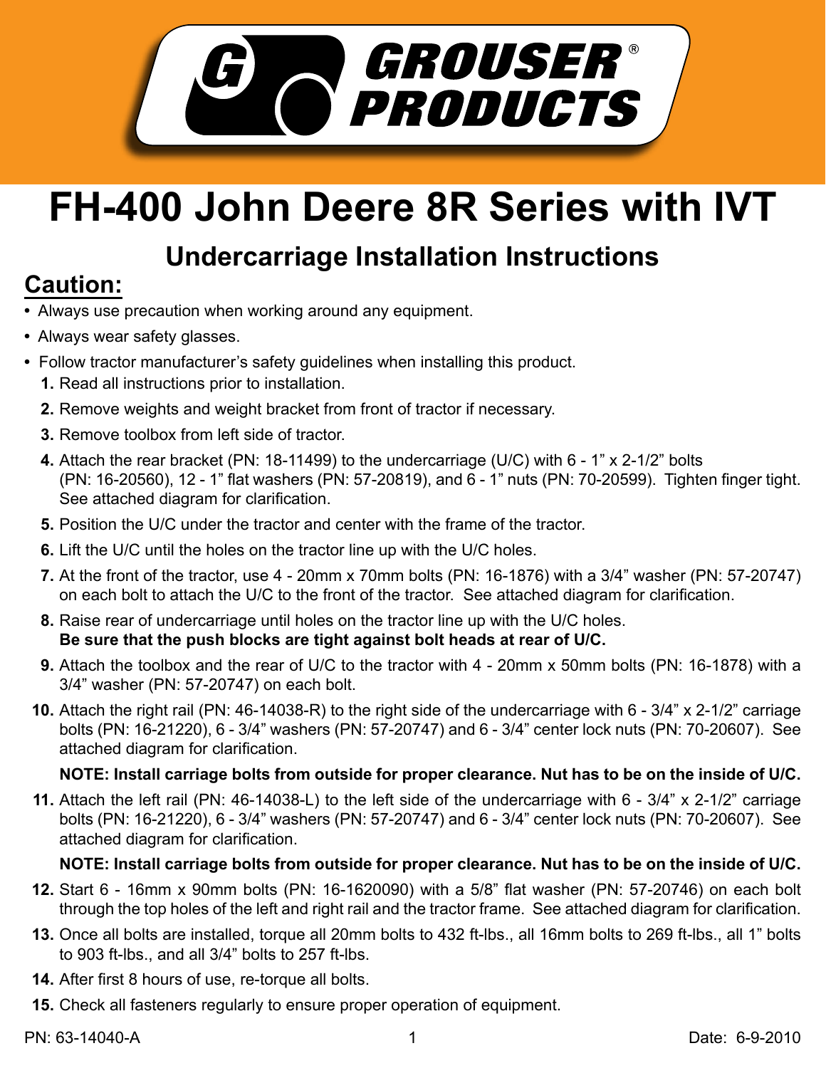# GROUSER® PRODUCTS

# FH-400 John Deere 8R Series with IVT

## Undercarriage Installation Instructions

### Caution:

- Always use precaution when working around any equipment.
- Always wear safety glasses.
- Follow tractor manufacturer's safety guidelines when installing this product.

1. Read all instructions prior to installation.
2. Remove weights and weight bracket from front of tractor if necessary.
3. Remove toolbox from left side of tractor.
4. Attach the rear bracket (PN: 18-11499) to the undercarriage (U/C) with 6 - 1" x 2-1/2" bolts (PN: 16-20560), 12 - 1" flat washers (PN: 57-20819), and 6 - 1" nuts (PN: 70-20599). Tighten finger tight. See attached diagram for clarification.
5. Position the U/C under the tractor and center with the frame of the tractor.
6. Lift the U/C until the holes on the tractor line up with the U/C holes.
7. At the front of the tractor, use 4 - 20mm x 70mm bolts (PN: 16-1876) with a 3/4" washer (PN: 57-20747) on each bolt to attach the U/C to the front of the tractor. See attached diagram for clarification.
8. Raise rear of undercarriage until holes on the tractor line up with the U/C holes.
   **Be sure that the push blocks are tight against bolt heads at rear of U/C.**
9. Attach the toolbox and the rear of U/C to the tractor with 4 - 20mm x 50mm bolts (PN: 16-1878) with a 3/4" washer (PN: 57-20747) on each bolt.
10. Attach the right rail (PN: 46-14038-R) to the right side of the undercarriage with 6 - 3/4" x 2-1/2" carriage bolts (PN: 16-21220), 6 - 3/4" washers (PN: 57-20747) and 6 - 3/4" center lock nuts (PN: 70-20607). See attached diagram for clarification.

    **NOTE: Install carriage bolts from outside for proper clearance. Nut has to be on the inside of U/C.**
11. Attach the left rail (PN: 46-14038-L) to the left side of the undercarriage with 6 - 3/4" x 2-1/2" carriage bolts (PN: 16-21220), 6 - 3/4" washers (PN: 57-20747) and 6 - 3/4" center lock nuts (PN: 70-20607). See attached diagram for clarification.

    **NOTE: Install carriage bolts from outside for proper clearance. Nut has to be on the inside of U/C.**
12. Start 6 - 16mm x 90mm bolts (PN: 16-1620090) with a 5/8" flat washer (PN: 57-20746) on each bolt through the top holes of the left and right rail and the tractor frame. See attached diagram for clarification.
13. Once all bolts are installed, torque all 20mm bolts to 432 ft-lbs., all 16mm bolts to 269 ft-lbs., all 1" bolts to 903 ft-lbs., and all 3/4" bolts to 257 ft-lbs.
14. After first 8 hours of use, re-torque all bolts.
15. Check all fasteners regularly to ensure proper operation of equipment.

PN: 63-14040-A Date: 6-9-2010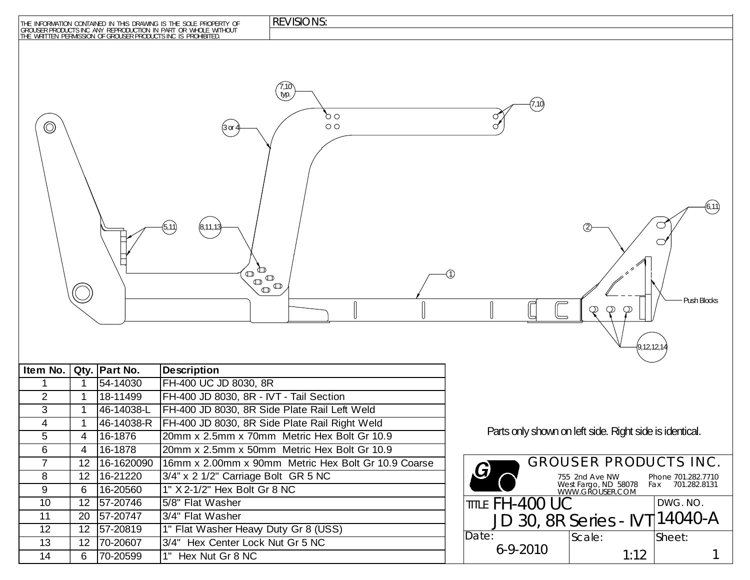THE INFORMATION CONTAINED IN THIS DRAWING IS THE SOLE PROPERTY OF GROUSER PRODUCTS INC ANY REPRODUCTION IN PART OR WHOLE WITHOUT THE WRITTEN PERMISSION OF GROUSER PRODUCTS INC IS PROHIBITED.

REVISIONS:

7,10 typ.

7,10

3 or 4

6,11

5,11

8,11,13

2

1

Push Blocks

9,12,12,14

| Item No. | Qty. | Part No. | Description |
|---|---|---|---|
| 1 | 1 | 54-14030 | FH-400 UC JD 8030, 8R |
| 2 | 1 | 18-11499 | FH-400 JD 8030, 8R - IVT - Tail Section |
| 3 | 1 | 46-14038-L | FH-400 JD 8030, 8R Side Plate Rail Left Weld |
| 4 | 1 | 46-14038-R | FH-400 JD 8030, 8R Side Plate Rail Right Weld |
| 5 | 4 | 16-1876 | 20mm x 2.5mm x 70mm Metric Hex Bolt Gr 10.9 |
| 6 | 4 | 16-1878 | 20mm x 2.5mm x 50mm Metric Hex Bolt Gr 10.9 |
| 7 | 12 | 16-1620090 | 16mm x 2.00mm x 90mm Metric Hex Bolt Gr 10.9 Coarse |
| 8 | 12 | 16-21220 | 3/4" x 2 1/2" Carriage Bolt GR 5 NC |
| 9 | 6 | 16-20560 | 1" X 2-1/2" Hex Bolt Gr 8 NC |
| 10 | 12 | 57-20746 | 5/8" Flat Washer |
| 11 | 20 | 57-20747 | 3/4" Flat Washer |
| 12 | 12 | 57-20819 | 1" Flat Washer Heavy Duty Gr 8 (USS) |
| 13 | 12 | 70-20607 | 3/4" Hex Center Lock Nut Gr 5 NC |
| 14 | 6 | 70-20599 | 1" Hex Nut Gr 8 NC |

Parts only shown on left side. Right side is identical.

GROUSER PRODUCTS INC.
755 2nd Ave NW
West Fargo, ND 58078
WWW.GROUSER.COM
Phone 701.282.7710
Fax 701.282.8131

TITLE FH-400 UC JD 30, 8R Series - IVT

DWG. NO. 14040-A

Date: 6-9-2010

Scale: 1:12

Sheet: 1